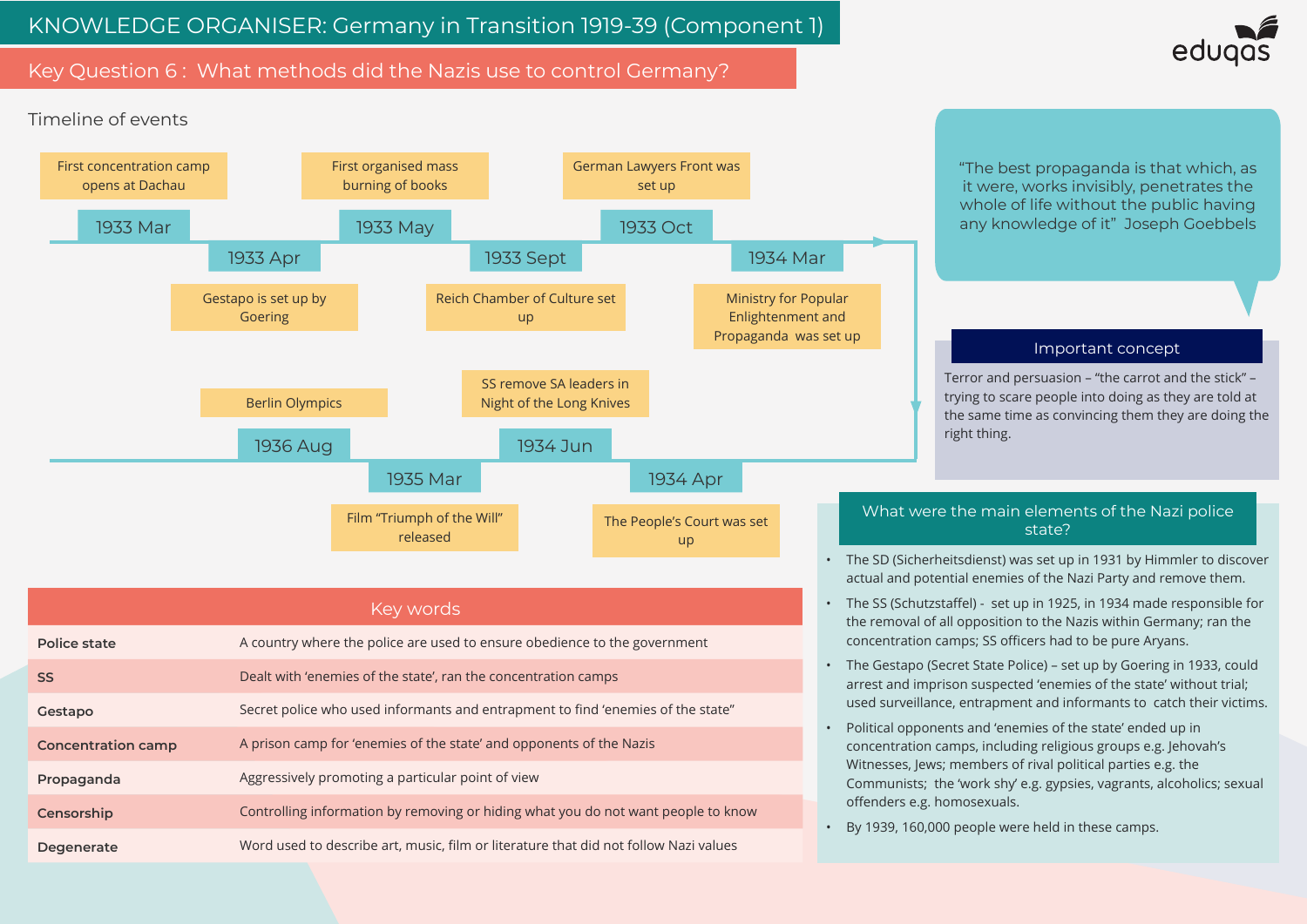# KNOWLEDGE ORGANISER: Germany in Transition 1919-39 (Component 1)

eduqas

## Key Question 6 : What methods did the Nazis use to control Germany?

### Timeline of events

- **1933 Mar** – First concentration camp opens at Dachau
- **1933 Apr** – Gestapo is set up by Goering
- **1933 May** – First organised mass burning of books
- **1933 Sept** – Reich Chamber of Culture set up
- **1933 Oct** – German Lawyers Front was set up
- **1934 Mar** – Ministry for Popular Enlightenment and Propaganda was set up
- **1934 Apr** – The People's Court was set up
- **1934 Jun** – SS remove SA leaders in Night of the Long Knives
- **1935 Mar** – Film "Triumph of the Will" released
- **1936 Aug** – Berlin Olympics

> "The best propaganda is that which, as it were, works invisibly, penetrates the whole of life without the public having any knowledge of it" Joseph Goebbels

### Important concept

Terror and persuasion – "the carrot and the stick" – trying to scare people into doing as they are told at the same time as convincing them they are doing the right thing.

### What were the main elements of the Nazi police state?

- The SD (Sicherheitsdienst) was set up in 1931 by Himmler to discover actual and potential enemies of the Nazi Party and remove them.
- The SS (Schutzstaffel) - set up in 1925, in 1934 made responsible for the removal of all opposition to the Nazis within Germany; ran the concentration camps; SS officers had to be pure Aryans.
- The Gestapo (Secret State Police) – set up by Goering in 1933, could arrest and imprison suspected 'enemies of the state' without trial; used surveillance, entrapment and informants to catch their victims.
- Political opponents and 'enemies of the state' ended up in concentration camps, including religious groups e.g. Jehovah's Witnesses, Jews; members of rival political parties e.g. the Communists; the 'work shy' e.g. gypsies, vagrants, alcoholics; sexual offenders e.g. homosexuals.
- By 1939, 160,000 people were held in these camps.

### Key words

| Key word | Definition |
| --- | --- |
| **Police state** | A country where the police are used to ensure obedience to the government |
| **SS** | Dealt with 'enemies of the state', ran the concentration camps |
| **Gestapo** | Secret police who used informants and entrapment to find 'enemies of the state" |
| **Concentration camp** | A prison camp for 'enemies of the state' and opponents of the Nazis |
| **Propaganda** | Aggressively promoting a particular point of view |
| **Censorship** | Controlling information by removing or hiding what you do not want people to know |
| **Degenerate** | Word used to describe art, music, film or literature that did not follow Nazi values |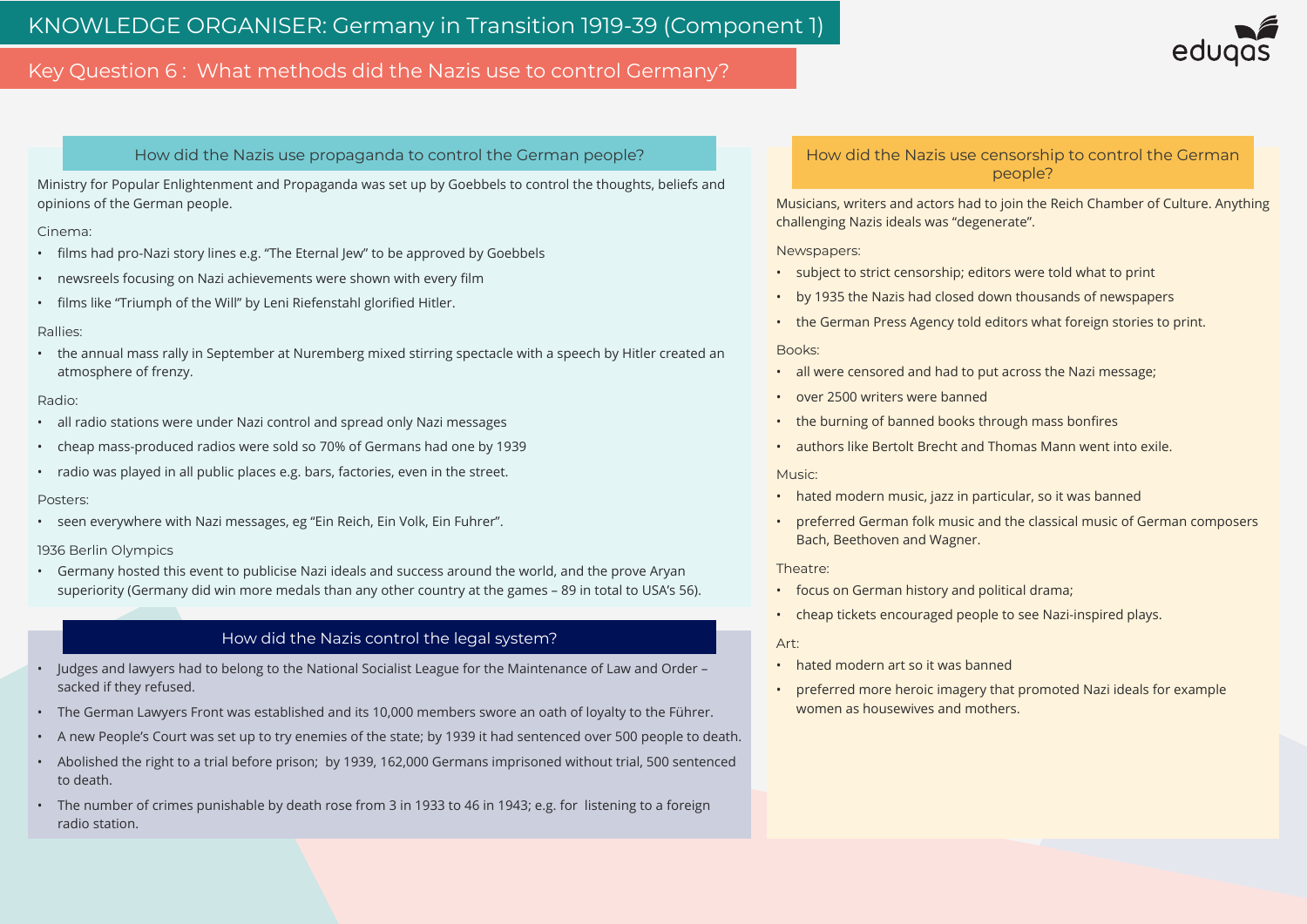# KNOWLEDGE ORGANISER: Germany in Transition 1919-39 (Component 1)

## Key Question 6 : What methods did the Nazis use to control Germany?

### How did the Nazis use propaganda to control the German people?

Ministry for Popular Enlightenment and Propaganda was set up by Goebbels to control the thoughts, beliefs and opinions of the German people.

Cinema:

- films had pro-Nazi story lines e.g. "The Eternal Jew" to be approved by Goebbels
- newsreels focusing on Nazi achievements were shown with every film
- films like "Triumph of the Will" by Leni Riefenstahl glorified Hitler.

Rallies:

- the annual mass rally in September at Nuremberg mixed stirring spectacle with a speech by Hitler created an atmosphere of frenzy.

Radio:

- all radio stations were under Nazi control and spread only Nazi messages
- cheap mass-produced radios were sold so 70% of Germans had one by 1939
- radio was played in all public places e.g. bars, factories, even in the street.

Posters:

- seen everywhere with Nazi messages, eg "Ein Reich, Ein Volk, Ein Fuhrer".

1936 Berlin Olympics

- Germany hosted this event to publicise Nazi ideals and success around the world, and the prove Aryan superiority (Germany did win more medals than any other country at the games – 89 in total to USA's 56).

### How did the Nazis control the legal system?

- Judges and lawyers had to belong to the National Socialist League for the Maintenance of Law and Order – sacked if they refused.
- The German Lawyers Front was established and its 10,000 members swore an oath of loyalty to the Führer.
- A new People's Court was set up to try enemies of the state; by 1939 it had sentenced over 500 people to death.
- Abolished the right to a trial before prison; by 1939, 162,000 Germans imprisoned without trial, 500 sentenced to death.
- The number of crimes punishable by death rose from 3 in 1933 to 46 in 1943; e.g. for listening to a foreign radio station.

### How did the Nazis use censorship to control the German people?

Musicians, writers and actors had to join the Reich Chamber of Culture. Anything challenging Nazis ideals was "degenerate".

Newspapers:

- subject to strict censorship; editors were told what to print
- by 1935 the Nazis had closed down thousands of newspapers
- the German Press Agency told editors what foreign stories to print.

Books:

- all were censored and had to put across the Nazi message;
- over 2500 writers were banned
- the burning of banned books through mass bonfires
- authors like Bertolt Brecht and Thomas Mann went into exile.

Music:

- hated modern music, jazz in particular, so it was banned
- preferred German folk music and the classical music of German composers Bach, Beethoven and Wagner.

Theatre:

- focus on German history and political drama;
- cheap tickets encouraged people to see Nazi-inspired plays.

Art:

- hated modern art so it was banned
- preferred more heroic imagery that promoted Nazi ideals for example women as housewives and mothers.